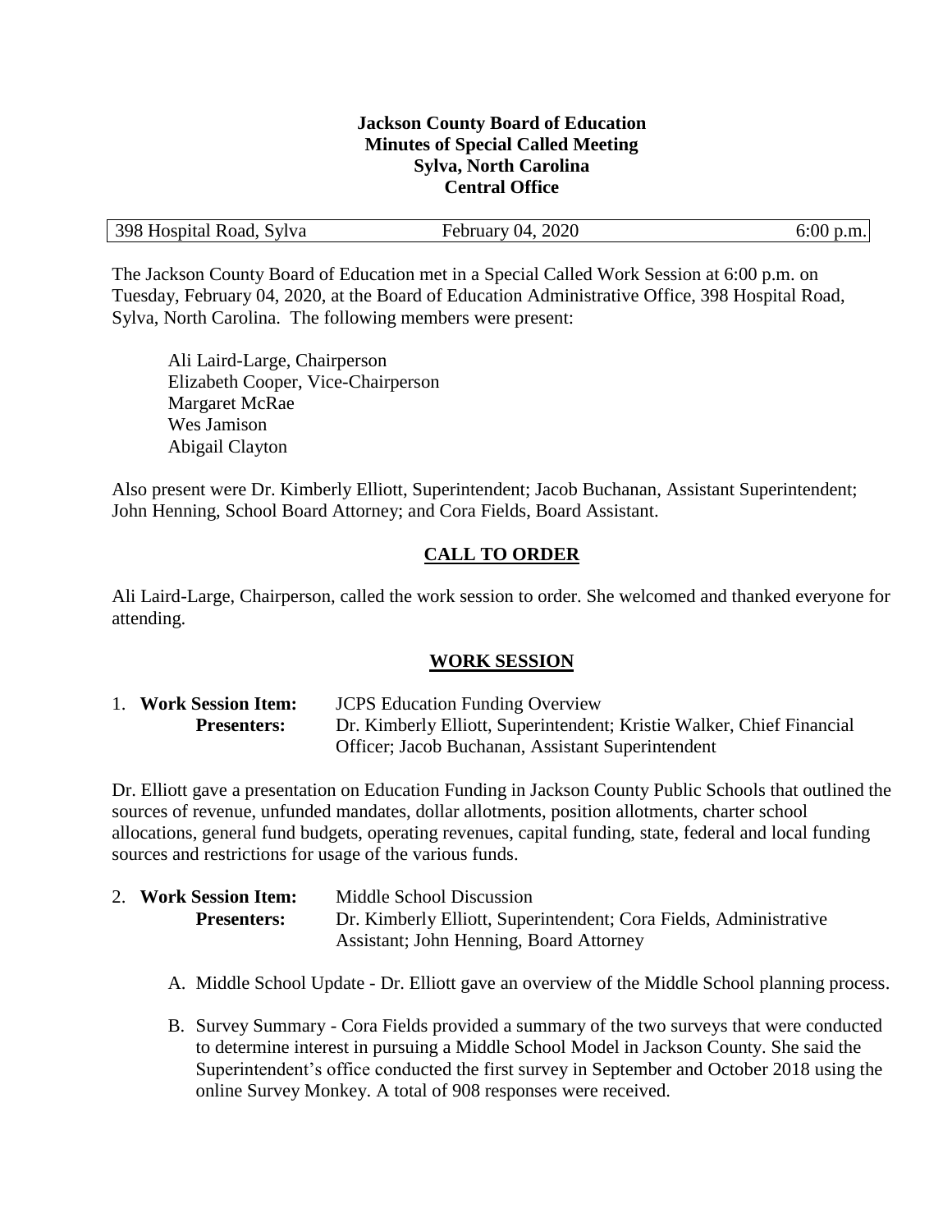**Jackson County Board of Education**
**Minutes of Special Called Meeting**
**Sylva, North Carolina**
**Central Office**

| 398 Hospital Road, Sylva | February 04, 2020 | 6:00 p.m. |
|---|---|---|

The Jackson County Board of Education met in a Special Called Work Session at 6:00 p.m. on Tuesday, February 04, 2020, at the Board of Education Administrative Office, 398 Hospital Road, Sylva, North Carolina. The following members were present:

Ali Laird-Large, Chairperson
Elizabeth Cooper, Vice-Chairperson
Margaret McRae
Wes Jamison
Abigail Clayton

Also present were Dr. Kimberly Elliott, Superintendent; Jacob Buchanan, Assistant Superintendent; John Henning, School Board Attorney; and Cora Fields, Board Assistant.

## CALL TO ORDER

Ali Laird-Large, Chairperson, called the work session to order. She welcomed and thanked everyone for attending.

## WORK SESSION

1. **Work Session Item:** JCPS Education Funding Overview
   **Presenters:** Dr. Kimberly Elliott, Superintendent; Kristie Walker, Chief Financial Officer; Jacob Buchanan, Assistant Superintendent

Dr. Elliott gave a presentation on Education Funding in Jackson County Public Schools that outlined the sources of revenue, unfunded mandates, dollar allotments, position allotments, charter school allocations, general fund budgets, operating revenues, capital funding, state, federal and local funding sources and restrictions for usage of the various funds.

2. **Work Session Item:** Middle School Discussion
   **Presenters:** Dr. Kimberly Elliott, Superintendent; Cora Fields, Administrative Assistant; John Henning, Board Attorney

   A. Middle School Update - Dr. Elliott gave an overview of the Middle School planning process.

   B. Survey Summary - Cora Fields provided a summary of the two surveys that were conducted to determine interest in pursuing a Middle School Model in Jackson County. She said the Superintendent's office conducted the first survey in September and October 2018 using the online Survey Monkey. A total of 908 responses were received.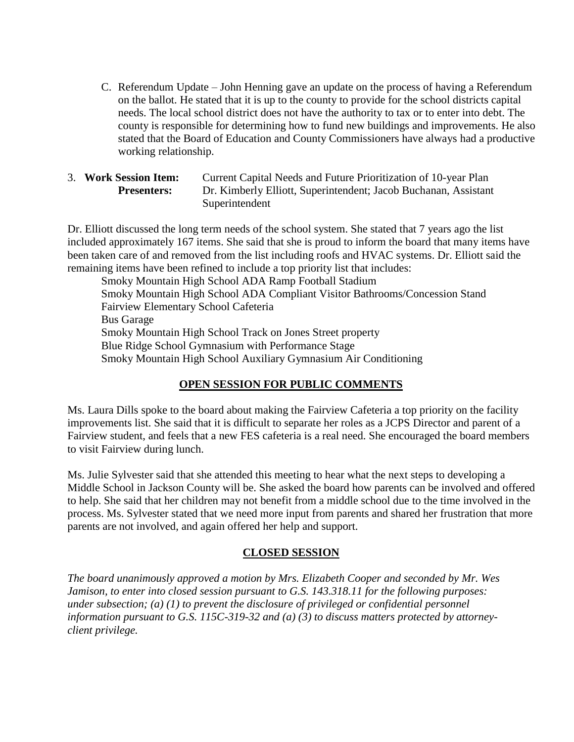C. Referendum Update – John Henning gave an update on the process of having a Referendum on the ballot. He stated that it is up to the county to provide for the school districts capital needs. The local school district does not have the authority to tax or to enter into debt. The county is responsible for determining how to fund new buildings and improvements. He also stated that the Board of Education and County Commissioners have always had a productive working relationship.

3. **Work Session Item:** Current Capital Needs and Future Prioritization of 10-year Plan
   **Presenters:** Dr. Kimberly Elliott, Superintendent; Jacob Buchanan, Assistant Superintendent

Dr. Elliott discussed the long term needs of the school system. She stated that 7 years ago the list included approximately 167 items. She said that she is proud to inform the board that many items have been taken care of and removed from the list including roofs and HVAC systems. Dr. Elliott said the remaining items have been refined to include a top priority list that includes:

Smoky Mountain High School ADA Ramp Football Stadium
Smoky Mountain High School ADA Compliant Visitor Bathrooms/Concession Stand
Fairview Elementary School Cafeteria
Bus Garage
Smoky Mountain High School Track on Jones Street property
Blue Ridge School Gymnasium with Performance Stage
Smoky Mountain High School Auxiliary Gymnasium Air Conditioning

## OPEN SESSION FOR PUBLIC COMMENTS

Ms. Laura Dills spoke to the board about making the Fairview Cafeteria a top priority on the facility improvements list. She said that it is difficult to separate her roles as a JCPS Director and parent of a Fairview student, and feels that a new FES cafeteria is a real need. She encouraged the board members to visit Fairview during lunch.

Ms. Julie Sylvester said that she attended this meeting to hear what the next steps to developing a Middle School in Jackson County will be. She asked the board how parents can be involved and offered to help. She said that her children may not benefit from a middle school due to the time involved in the process. Ms. Sylvester stated that we need more input from parents and shared her frustration that more parents are not involved, and again offered her help and support.

## CLOSED SESSION

*The board unanimously approved a motion by Mrs. Elizabeth Cooper and seconded by Mr. Wes Jamison, to enter into closed session pursuant to G.S. 143.318.11 for the following purposes: under subsection; (a) (1) to prevent the disclosure of privileged or confidential personnel information pursuant to G.S. 115C-319-32 and (a) (3) to discuss matters protected by attorney-client privilege.*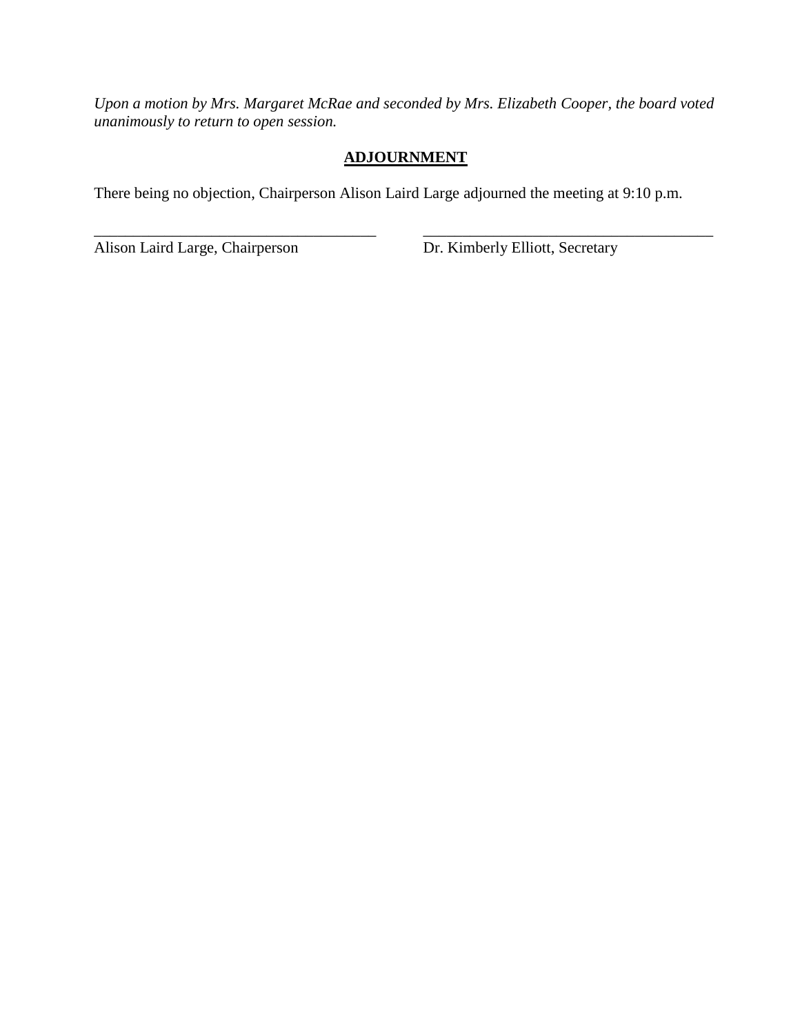*Upon a motion by Mrs. Margaret McRae and seconded by Mrs. Elizabeth Cooper, the board voted unanimously to return to open session.*

## ADJOURNMENT

There being no objection, Chairperson Alison Laird Large adjourned the meeting at 9:10 p.m.

_____________________________________ _____________________________________

Alison Laird Large, Chairperson Dr. Kimberly Elliott, Secretary